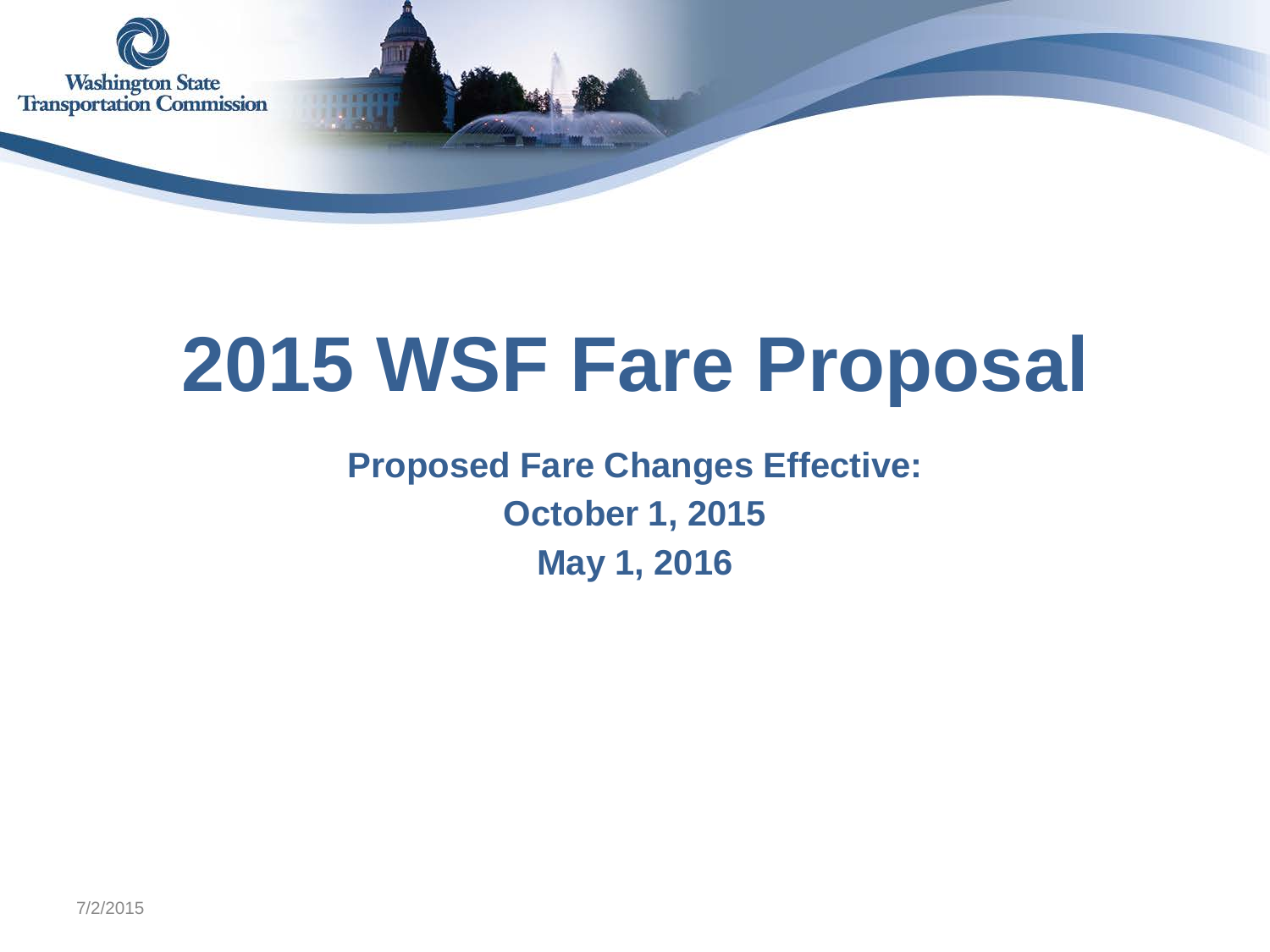Washington State Transportation Commission

# 2015 WSF Fare Proposal

**Proposed Fare Changes Effective:**

**October 1, 2015**

**May 1, 2016**

7/2/2015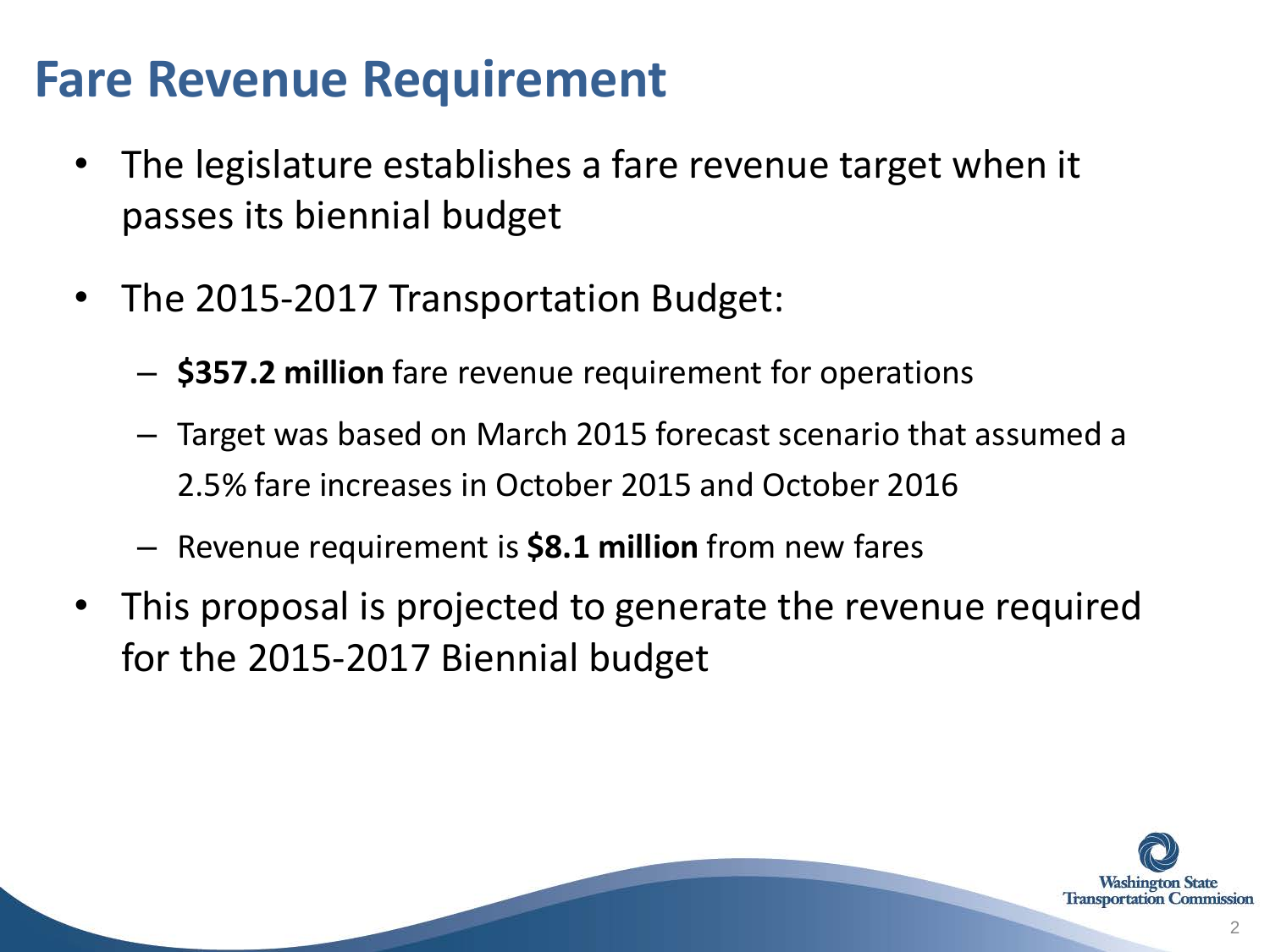# Fare Revenue Requirement

- The legislature establishes a fare revenue target when it passes its biennial budget
- The 2015-2017 Transportation Budget:
  - **$357.2 million** fare revenue requirement for operations
  - Target was based on March 2015 forecast scenario that assumed a 2.5% fare increases in October 2015 and October 2016
  - Revenue requirement is **$8.1 million** from new fares
- This proposal is projected to generate the revenue required for the 2015-2017 Biennial budget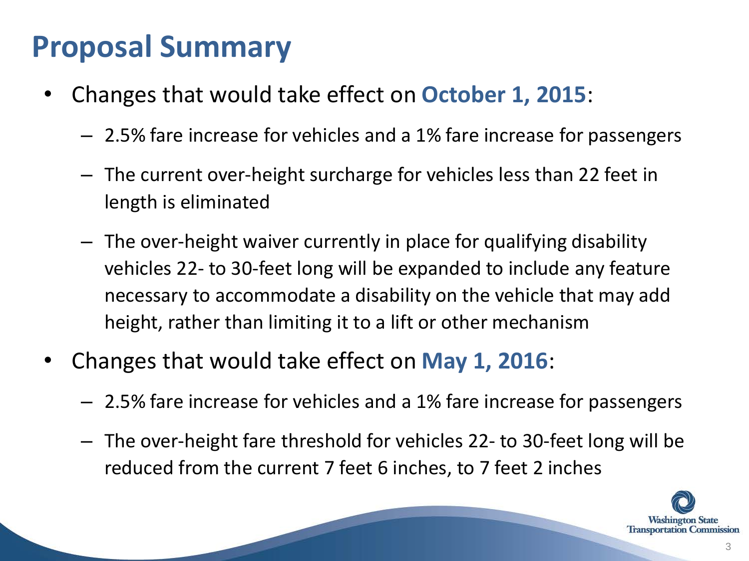# Proposal Summary

- Changes that would take effect on **October 1, 2015**:
  - 2.5% fare increase for vehicles and a 1% fare increase for passengers
  - The current over-height surcharge for vehicles less than 22 feet in length is eliminated
  - The over-height waiver currently in place for qualifying disability vehicles 22- to 30-feet long will be expanded to include any feature necessary to accommodate a disability on the vehicle that may add height, rather than limiting it to a lift or other mechanism
- Changes that would take effect on **May 1, 2016**:
  - 2.5% fare increase for vehicles and a 1% fare increase for passengers
  - The over-height fare threshold for vehicles 22- to 30-feet long will be reduced from the current 7 feet 6 inches, to 7 feet 2 inches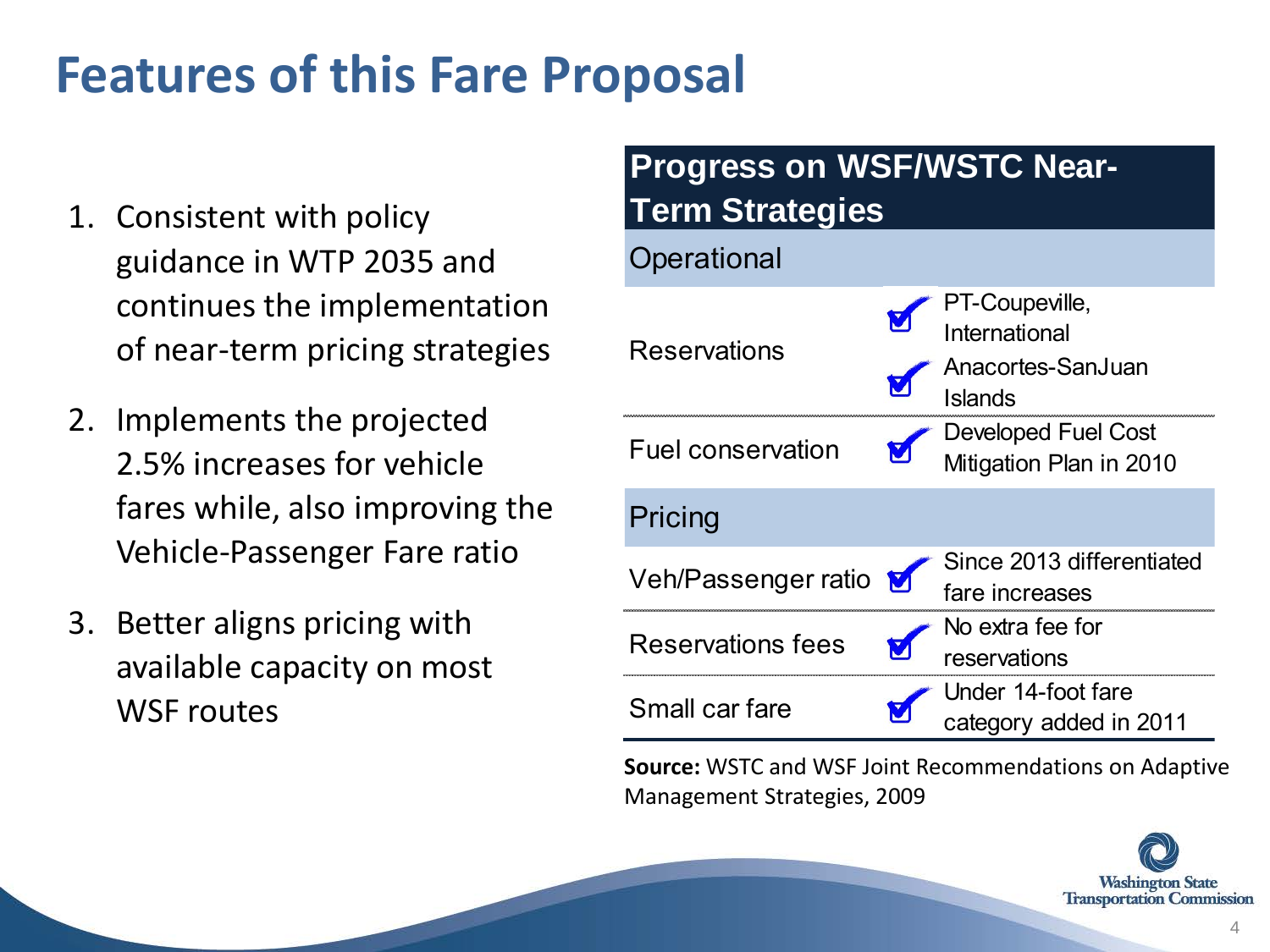# Features of this Fare Proposal

1. Consistent with policy guidance in WTP 2035 and continues the implementation of near-term pricing strategies
2. Implements the projected 2.5% increases for vehicle fares while, also improving the Vehicle-Passenger Fare ratio
3. Better aligns pricing with available capacity on most WSF routes

| Progress on WSF/WSTC Near-Term Strategies | | |
|---|---|---|
| **Operational** | | |
| Reservations | ✓ | PT-Coupeville, International |
| | ✓ | Anacortes-SanJuan Islands |
| Fuel conservation | ✓ | Developed Fuel Cost Mitigation Plan in 2010 |
| **Pricing** | | |
| Veh/Passenger ratio | ✓ | Since 2013 differentiated fare increases |
| Reservations fees | ✓ | No extra fee for reservations |
| Small car fare | ✓ | Under 14-foot fare category added in 2011 |

**Source:** WSTC and WSF Joint Recommendations on Adaptive Management Strategies, 2009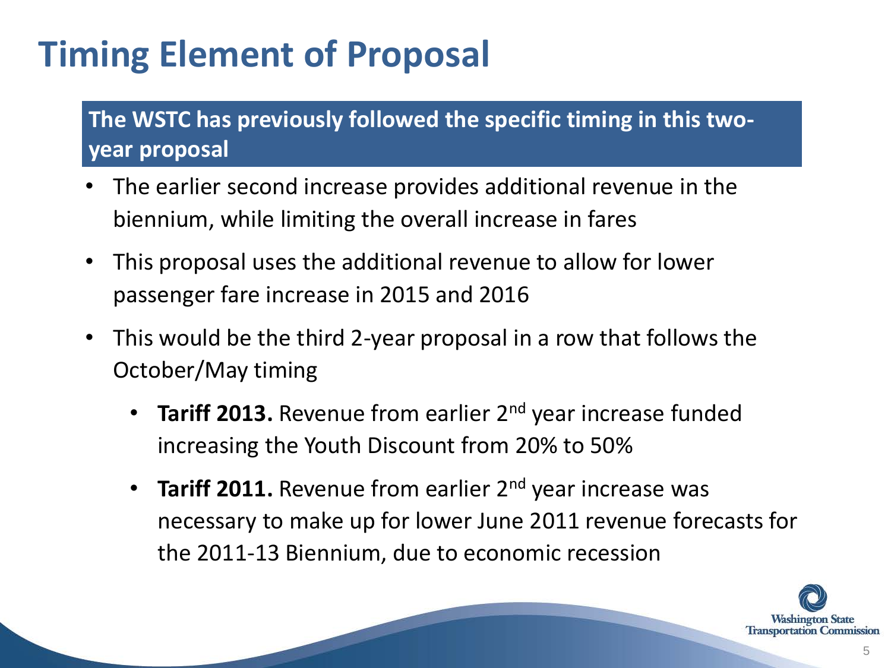# Timing Element of Proposal

**The WSTC has previously followed the specific timing in this two-year proposal**

- The earlier second increase provides additional revenue in the biennium, while limiting the overall increase in fares
- This proposal uses the additional revenue to allow for lower passenger fare increase in 2015 and 2016
- This would be the third 2-year proposal in a row that follows the October/May timing
  - **Tariff 2013.** Revenue from earlier 2nd year increase funded increasing the Youth Discount from 20% to 50%
  - **Tariff 2011.** Revenue from earlier 2nd year increase was necessary to make up for lower June 2011 revenue forecasts for the 2011-13 Biennium, due to economic recession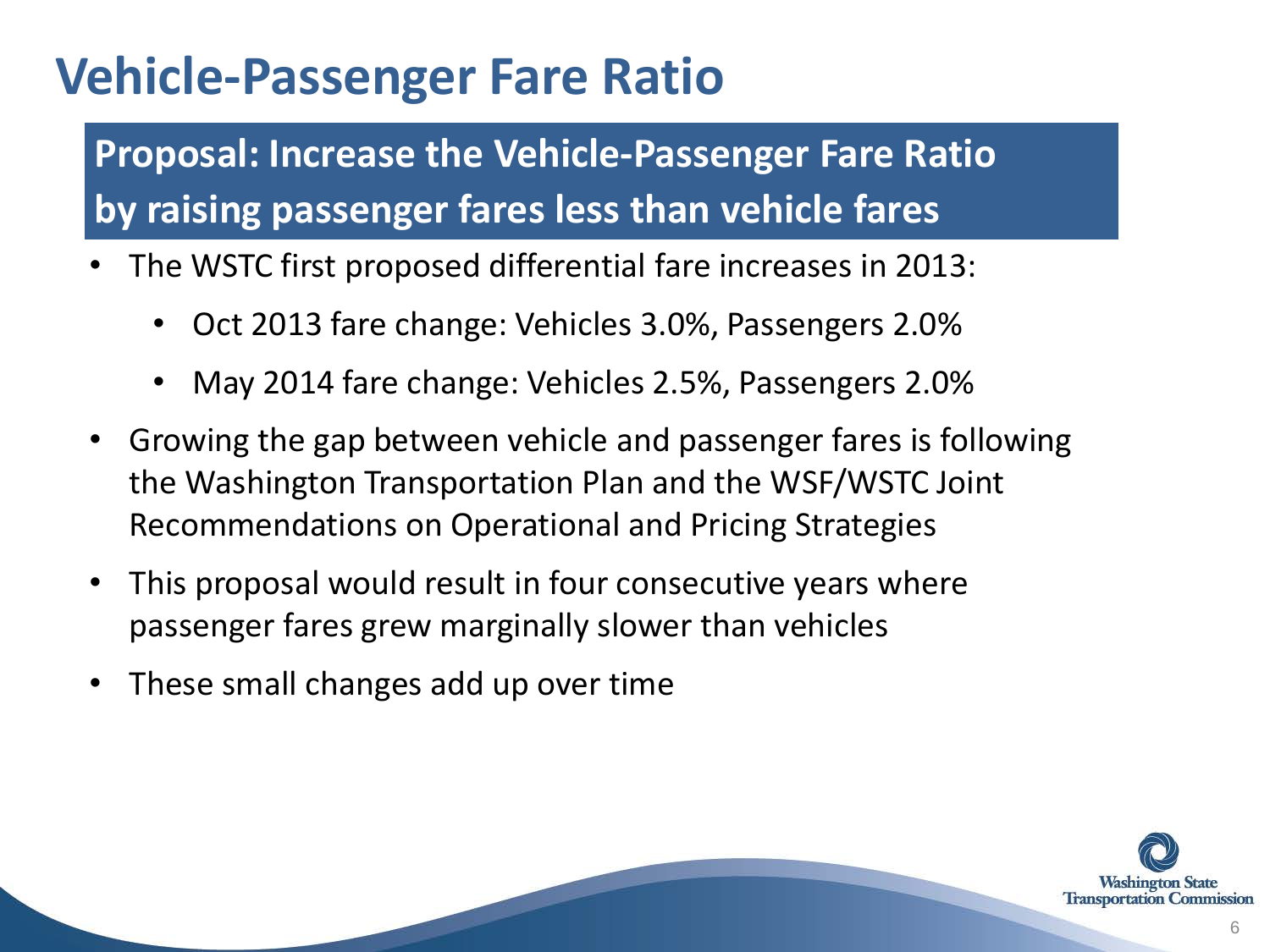# Vehicle-Passenger Fare Ratio

**Proposal: Increase the Vehicle-Passenger Fare Ratio by raising passenger fares less than vehicle fares**

- The WSTC first proposed differential fare increases in 2013:
  - Oct 2013 fare change: Vehicles 3.0%, Passengers 2.0%
  - May 2014 fare change: Vehicles 2.5%, Passengers 2.0%
- Growing the gap between vehicle and passenger fares is following the Washington Transportation Plan and the WSF/WSTC Joint Recommendations on Operational and Pricing Strategies
- This proposal would result in four consecutive years where passenger fares grew marginally slower than vehicles
- These small changes add up over time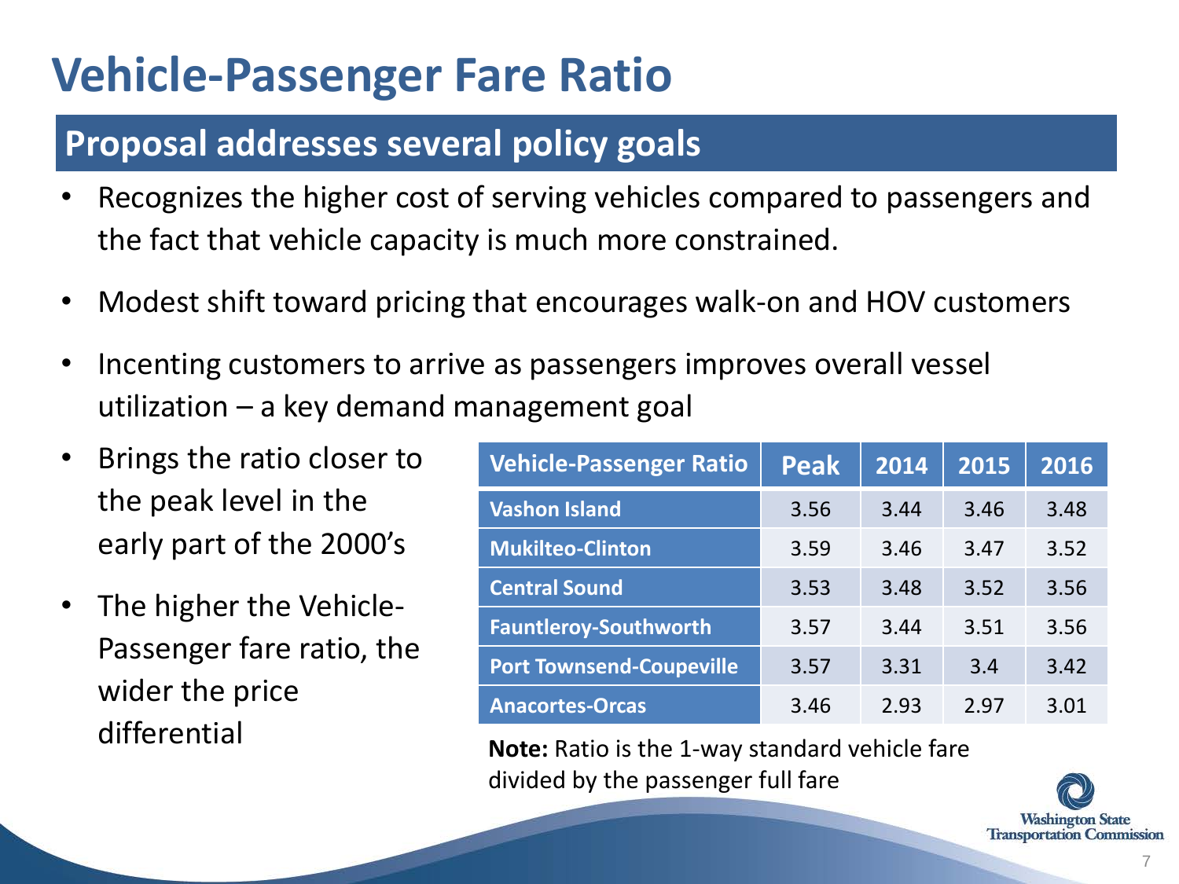# Vehicle-Passenger Fare Ratio

## Proposal addresses several policy goals

- Recognizes the higher cost of serving vehicles compared to passengers and the fact that vehicle capacity is much more constrained.
- Modest shift toward pricing that encourages walk-on and HOV customers
- Incenting customers to arrive as passengers improves overall vessel utilization – a key demand management goal
- Brings the ratio closer to the peak level in the early part of the 2000's
- The higher the Vehicle-Passenger fare ratio, the wider the price differential

| Vehicle-Passenger Ratio | Peak | 2014 | 2015 | 2016 |
|---|---|---|---|---|
| Vashon Island | 3.56 | 3.44 | 3.46 | 3.48 |
| Mukilteo-Clinton | 3.59 | 3.46 | 3.47 | 3.52 |
| Central Sound | 3.53 | 3.48 | 3.52 | 3.56 |
| Fauntleroy-Southworth | 3.57 | 3.44 | 3.51 | 3.56 |
| Port Townsend-Coupeville | 3.57 | 3.31 | 3.4 | 3.42 |
| Anacortes-Orcas | 3.46 | 2.93 | 2.97 | 3.01 |

**Note:** Ratio is the 1-way standard vehicle fare divided by the passenger full fare

Washington State Transportation Commission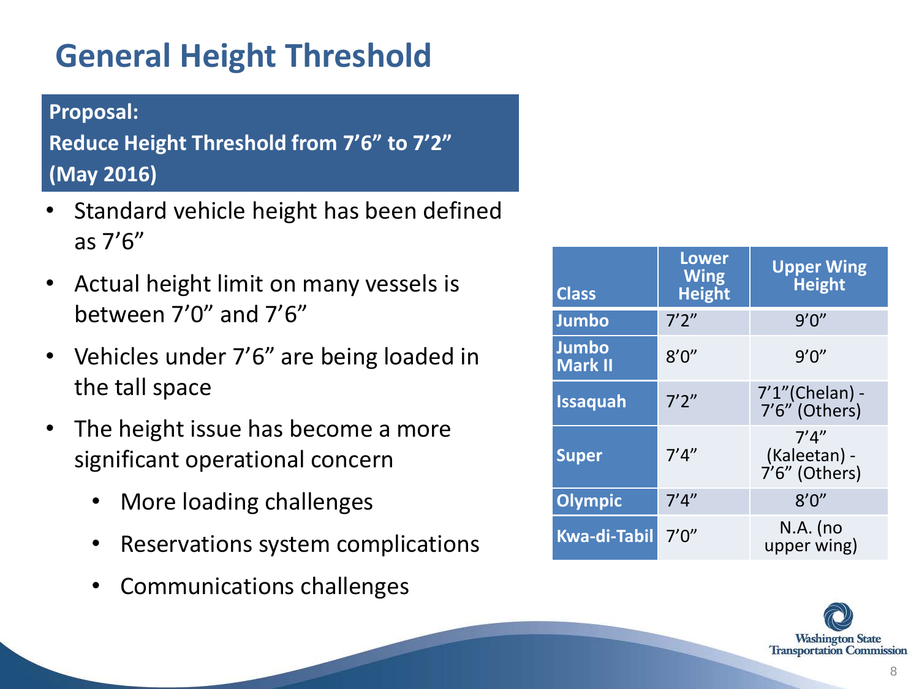# General Height Threshold

**Proposal:**

**Reduce Height Threshold from 7’6” to 7’2”**

**(May 2016)**

- Standard vehicle height has been defined as 7’6”
- Actual height limit on many vessels is between 7’0” and 7’6”
- Vehicles under 7’6” are being loaded in the tall space
- The height issue has become a more significant operational concern
  - More loading challenges
  - Reservations system complications
  - Communications challenges

| Class | Lower Wing Height | Upper Wing Height |
|---|---|---|
| Jumbo | 7’2” | 9’0” |
| Jumbo Mark II | 8’0” | 9’0” |
| Issaquah | 7’2” | 7’1”(Chelan) - 7’6” (Others) |
| Super | 7’4” | 7’4” (Kaleetan) - 7’6” (Others) |
| Olympic | 7’4” | 8’0” |
| Kwa-di-Tabil | 7’0” | N.A. (no upper wing) |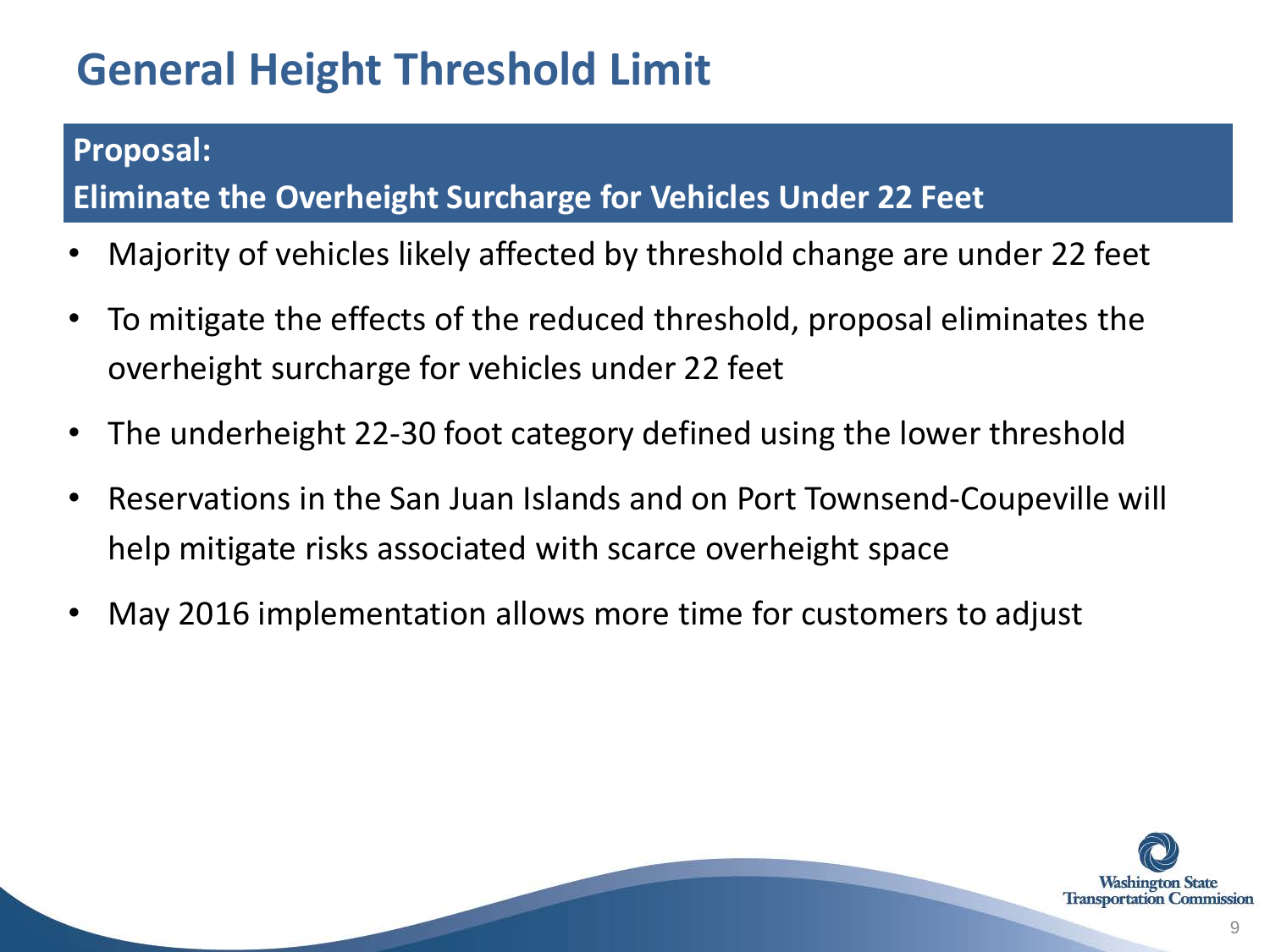# General Height Threshold Limit

**Proposal:**

**Eliminate the Overheight Surcharge for Vehicles Under 22 Feet**

- Majority of vehicles likely affected by threshold change are under 22 feet
- To mitigate the effects of the reduced threshold, proposal eliminates the overheight surcharge for vehicles under 22 feet
- The underheight 22-30 foot category defined using the lower threshold
- Reservations in the San Juan Islands and on Port Townsend-Coupeville will help mitigate risks associated with scarce overheight space
- May 2016 implementation allows more time for customers to adjust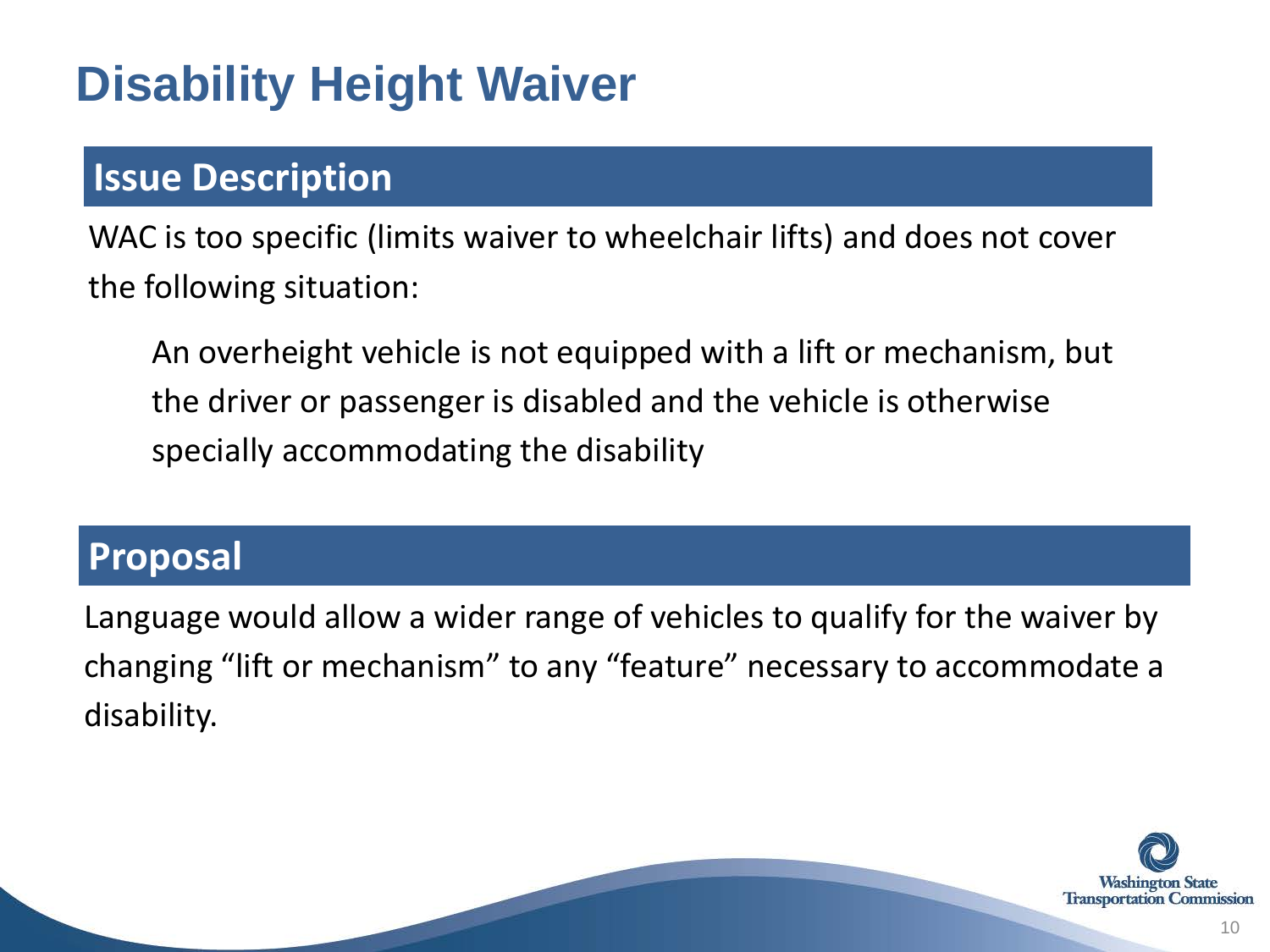# Disability Height Waiver

## Issue Description

WAC is too specific (limits waiver to wheelchair lifts) and does not cover the following situation:

> An overheight vehicle is not equipped with a lift or mechanism, but the driver or passenger is disabled and the vehicle is otherwise specially accommodating the disability

## Proposal

Language would allow a wider range of vehicles to qualify for the waiver by changing “lift or mechanism” to any “feature” necessary to accommodate a disability.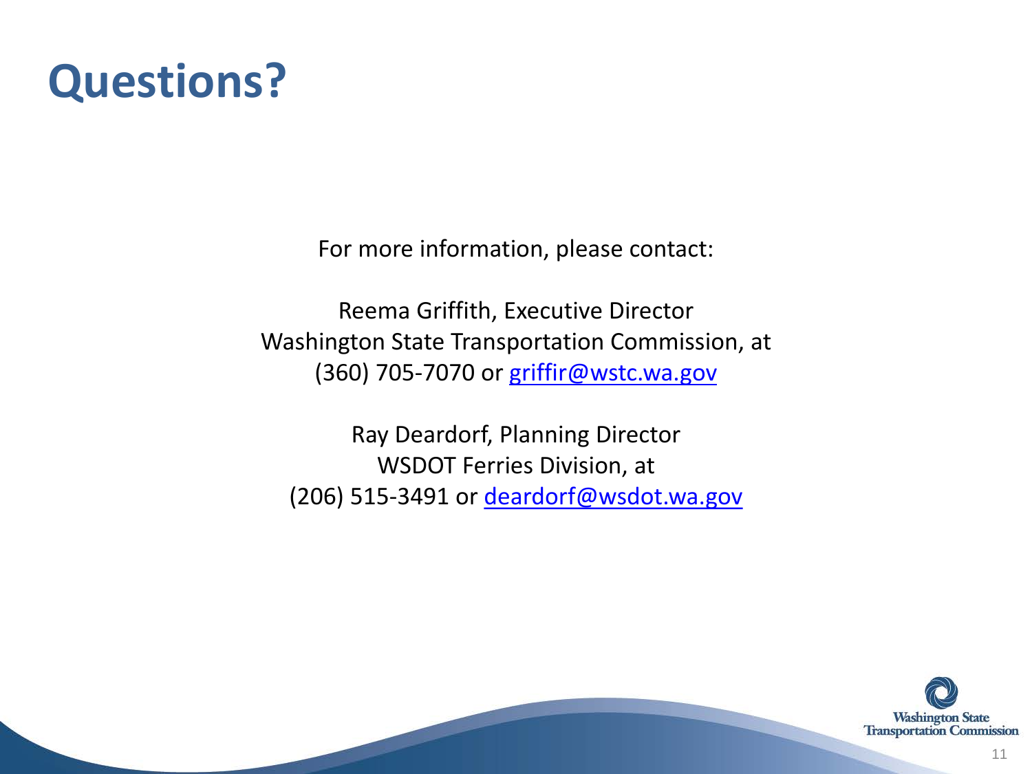# Questions?

For more information, please contact:

Reema Griffith, Executive Director
Washington State Transportation Commission, at
(360) 705-7070 or griffir@wstc.wa.gov

Ray Deardorf, Planning Director
WSDOT Ferries Division, at
(206) 515-3491 or deardorf@wsdot.wa.gov

Washington State Transportation Commission